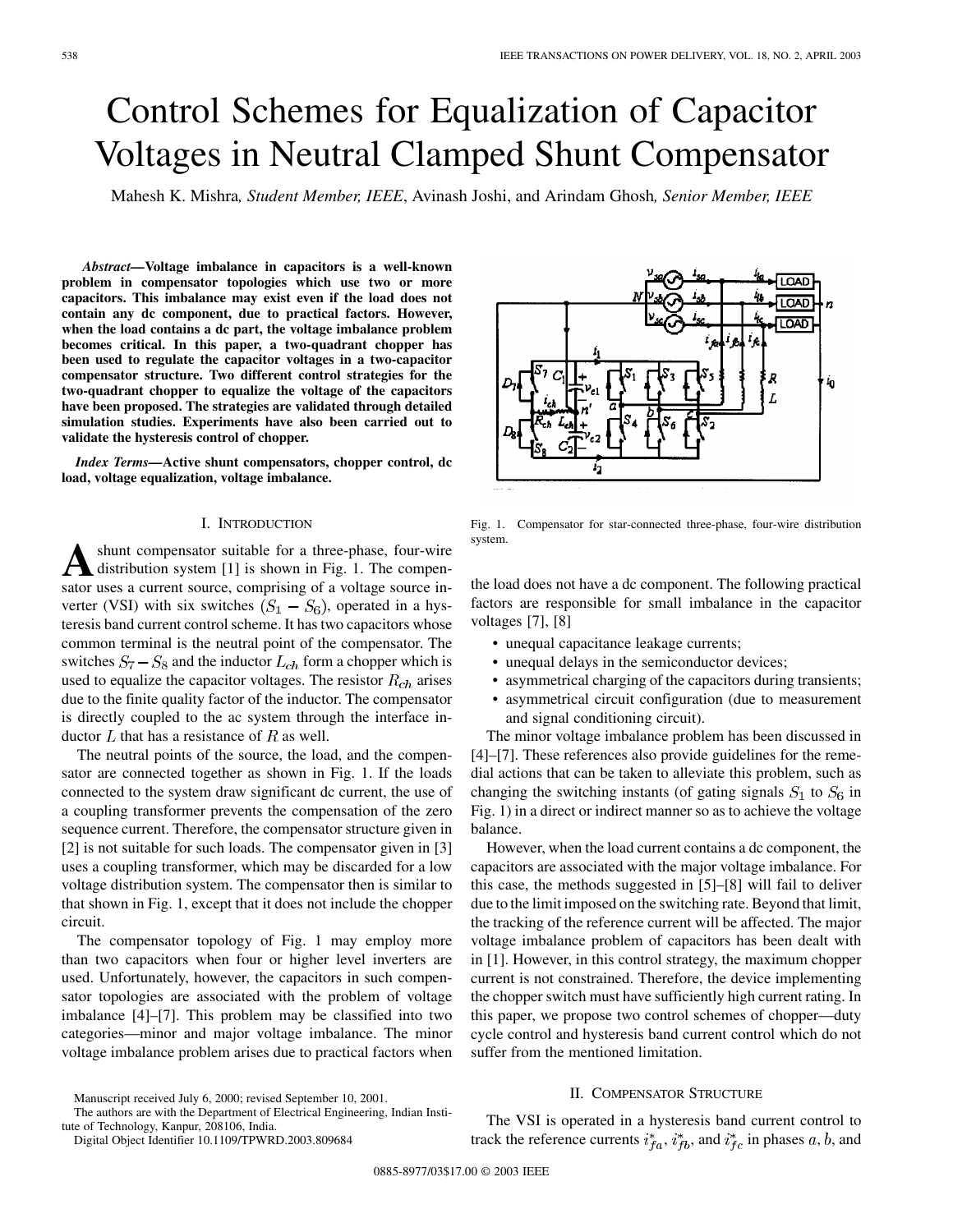# Control Schemes for Equalization of Capacitor Voltages in Neutral Clamped Shunt Compensator

Mahesh K. Mishra, *Student Member, IEEE*, Avinash Joshi, and Arindam Ghosh, *Senior Member, IEEE*

***Abstract*—Voltage imbalance in capacitors is a well-known problem in compensator topologies which use two or more capacitors. This imbalance may exist even if the load does not contain any dc component, due to practical factors. However, when the load contains a dc part, the voltage imbalance problem becomes critical. In this paper, a two-quadrant chopper has been used to regulate the capacitor voltages in a two-capacitor compensator structure. Two different control strategies for the two-quadrant chopper to equalize the voltage of the capacitors have been proposed. The strategies are validated through detailed simulation studies. Experiments have also been carried out to validate the hysteresis control of chopper.**

***Index Terms*—Active shunt compensators, chopper control, dc load, voltage equalization, voltage imbalance.**

## I. Introduction

A shunt compensator suitable for a three-phase, four-wire distribution system [1] is shown in Fig. 1. The compensator uses a current source, comprising of a voltage source inverter (VSI) with six switches ($S_1 - S_6$), operated in a hysteresis band current control scheme. It has two capacitors whose common terminal is the neutral point of the compensator. The switches $S_7 - S_8$ and the inductor $L_{ch}$ form a chopper which is used to equalize the capacitor voltages. The resistor $R_{ch}$ arises due to the finite quality factor of the inductor. The compensator is directly coupled to the ac system through the interface inductor $L$ that has a resistance of $R$ as well.

The neutral points of the source, the load, and the compensator are connected together as shown in Fig. 1. If the loads connected to the system draw significant dc current, the use of a coupling transformer prevents the compensation of the zero sequence current. Therefore, the compensator structure given in [2] is not suitable for such loads. The compensator given in [3] uses a coupling transformer, which may be discarded for a low voltage distribution system. The compensator then is similar to that shown in Fig. 1, except that it does not include the chopper circuit.

The compensator topology of Fig. 1 may employ more than two capacitors when four or higher level inverters are used. Unfortunately, however, the capacitors in such compensator topologies are associated with the problem of voltage imbalance [4]–[7]. This problem may be classified into two categories—minor and major voltage imbalance. The minor voltage imbalance problem arises due to practical factors when the load does not have a dc component. The following practical factors are responsible for small imbalance in the capacitor voltages [7], [8]

- unequal capacitance leakage currents;
- unequal delays in the semiconductor devices;
- asymmetrical charging of the capacitors during transients;
- asymmetrical circuit configuration (due to measurement and signal conditioning circuit).

Fig. 1. Compensator for star-connected three-phase, four-wire distribution system.

The minor voltage imbalance problem has been discussed in [4]–[7]. These references also provide guidelines for the remedial actions that can be taken to alleviate this problem, such as changing the switching instants (of gating signals $S_1$ to $S_6$ in Fig. 1) in a direct or indirect manner so as to achieve the voltage balance.

However, when the load current contains a dc component, the capacitors are associated with the major voltage imbalance. For this case, the methods suggested in [5]–[8] will fail to deliver due to the limit imposed on the switching rate. Beyond that limit, the tracking of the reference current will be affected. The major voltage imbalance problem of capacitors has been dealt with in [1]. However, in this control strategy, the maximum chopper current is not constrained. Therefore, the device implementing the chopper switch must have sufficiently high current rating. In this paper, we propose two control schemes of chopper—duty cycle control and hysteresis band current control which do not suffer from the mentioned limitation.

## II. Compensator Structure

The VSI is operated in a hysteresis band current control to track the reference currents $i^*_{fa}$, $i^*_{fb}$, and $i^*_{fc}$ in phases $a$, $b$, and

Manuscript received July 6, 2000; revised September 10, 2001.

The authors are with the Department of Electrical Engineering, Indian Institute of Technology, Kanpur, 208106, India.

Digital Object Identifier 10.1109/TPWRD.2003.809684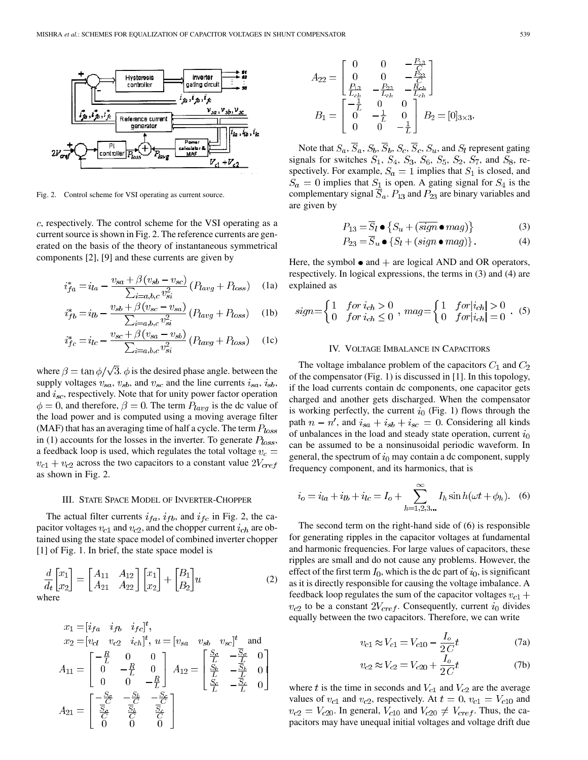Fig. 2. Control scheme for VSI operating as current source.

$c$, respectively. The control scheme for the VSI operating as a current source is shown in Fig. 2. The reference currents are generated on the basis of the theory of instantaneous symmetrical components [2], [9] and these currents are given by

$$i_{fa}^{*} = i_{la} - \frac{v_{sa} + \beta (v_{sb} - v_{sc})}{\sum_{i=a,b,c} v_{si}^{2}} (P_{lavg} + P_{loss}) \quad \text{(1a)}$$

$$i_{fb}^{*} = i_{lb} - \frac{v_{sb} + \beta (v_{sc} - v_{sa})}{\sum_{i=a,b,c} v_{si}^{2}} (P_{lavg} + P_{loss}) \quad \text{(1b)}$$

$$i_{fc}^{*} = i_{lc} - \frac{v_{sc} + \beta (v_{sa} - v_{sb})}{\sum_{i=a,b,c} v_{si}^{2}} (P_{lavg} + P_{loss}) \quad \text{(1c)}$$

where $\beta = \tan\phi/\sqrt{3}$. $\phi$ is the desired phase angle. between the supply voltages $v_{sa}$, $v_{sb}$, and $v_{sc}$ and the line currents $i_{sa}$, $i_{sb}$, and $i_{sc}$, respectively. Note that for unity power factor operation $\phi = 0$, and therefore, $\beta = 0$. The term $P_{lavg}$ is the dc value of the load power and is computed using a moving average filter (MAF) that has an averaging time of half a cycle. The term $P_{loss}$ in (1) accounts for the losses in the inverter. To generate $P_{loss}$, a feedback loop is used, which regulates the total voltage $v_c = v_{c1} + v_{c2}$ across the two capacitors to a constant value $2V_{cref}$ as shown in Fig. 2.

## III. State Space Model of Inverter-Chopper

The actual filter currents $i_{fa}$, $i_{fb}$, and $i_{fc}$ in Fig. 2, the capacitor voltages $v_{c1}$ and $v_{c2}$, and the chopper current $i_{ch}$ are obtained using the state space model of combined inverter chopper [1] of Fig. 1. In brief, the state space model is

$$\frac{d}{dt}\begin{bmatrix} x_1 \\ x_2 \end{bmatrix} = \begin{bmatrix} A_{11} & A_{12} \\ A_{21} & A_{22} \end{bmatrix} \begin{bmatrix} x_1 \\ x_2 \end{bmatrix} + \begin{bmatrix} B_1 \\ B_2 \end{bmatrix} u \quad (2)$$

where

$$x_1 = [i_{fa} \quad i_{fb} \quad i_{fc}]^t,$$

$$x_2 = [v_{cl} \quad v_{c2} \quad i_{ch}]^t, \; u = [v_{sa} \quad v_{sb} \quad v_{sc}]^t \text{ and}$$

$$A_{11} = \begin{bmatrix} -\frac{R}{L} & 0 & 0 \\ 0 & -\frac{R}{L} & 0 \\ 0 & 0 & -\frac{R}{L} \end{bmatrix} \quad A_{12} = \begin{bmatrix} \frac{S_a}{L} & -\frac{\overline{S}_a}{L} & 0 \\ \frac{S_b}{L} & -\frac{\overline{S}_b}{L} & 0 \\ \frac{S_c}{L} & -\frac{\overline{S}_c}{L} & 0 \end{bmatrix}$$

$$A_{21} = \begin{bmatrix} -\frac{S_a}{C} & -\frac{S_b}{C} & -\frac{S_c}{C} \\ \frac{\overline{S}_a}{C} & \frac{\overline{S}_b}{C} & \frac{\overline{S}_c}{C} \\ 0 & 0 & 0 \end{bmatrix}$$

$$A_{22} = \begin{bmatrix} 0 & 0 & -\frac{P_{13}}{C} \\ 0 & 0 & -\frac{P_{23}}{C} \\ \frac{P_{13}}{L_{ch}} & -\frac{P_{23}}{L_{ch}} & -\frac{R_{ch}}{L_{ch}} \end{bmatrix}$$

$$B_1 = \begin{bmatrix} -\frac{1}{L} & 0 & 0 \\ 0 & -\frac{1}{L} & 0 \\ 0 & 0 & -\frac{1}{L} \end{bmatrix} \quad B_2 = [0]_{3\times 3}.$$

Note that $S_a, \overline{S}_a, S_b, \overline{S}_b, S_c, \overline{S}_c, S_u$, and $S_l$ represent gating signals for switches $S_1$, $S_4$, $S_3$, $S_6$, $S_5$, $S_2$, $S_7$, and $S_8$, respectively. For example, $S_a = 1$ implies that $S_1$ is closed, and $S_a = 0$ implies that $S_1$ is open. A gating signal for $S_4$ is the complementary signal $\overline{S}_a$. $P_{13}$ and $P_{23}$ are binary variables and are given by

$$P_{13} = \overline{S}_l \bullet \{S_u + (\overline{sign} \bullet mag)\} \quad (3)$$

$$P_{23} = \overline{S}_u \bullet \{S_l + (sign \bullet mag)\}. \quad (4)$$

Here, the symbol $\bullet$ and $+$ are logical AND and OR operators, respectively. In logical expressions, the terms in (3) and (4) are explained as

$$sign = \begin{cases} 1 & for\; i_{ch} > 0 \\ 0 & for\; i_{ch} \leq 0 \end{cases}, \quad mag = \begin{cases} 1 & for |i_{ch}| > 0 \\ 0 & for |i_{ch}| = 0 \end{cases}. \quad (5)$$

## IV. Voltage Imbalance in Capacitors

The voltage imbalance problem of the capacitors $C_1$ and $C_2$ of the compensator (Fig. 1) is discussed in [1]. In this topology, if the load currents contain dc components, one capacitor gets charged and another gets discharged. When the compensator is working perfectly, the current $i_0$ (Fig. 1) flows through the path $n - n'$, and $i_{sa} + i_{sb} + i_{sc} = 0$. Considering all kinds of unbalances in the load and steady state operation, current $i_0$ can be assumed to be a nonsinusoidal periodic waveform. In general, the spectrum of $i_0$ may contain a dc component, supply frequency component, and its harmonics, that is

$$i_o = i_{la} + i_{lb} + i_{lc} = I_o + \sum_{h=1,2,3\ldots}^{\infty} I_h \sin h(\omega t + \phi_h). \quad (6)$$

The second term on the right-hand side of (6) is responsible for generating ripples in the capacitor voltages at fundamental and harmonic frequencies. For large values of capacitors, these ripples are small and do not cause any problems. However, the effect of the first term $I_0$, which is the dc part of $i_0$, is significant as it is directly responsible for causing the voltage imbalance. A feedback loop regulates the sum of the capacitor voltages $v_{c1} + v_{c2}$ to be a constant $2V_{cref}$. Consequently, current $i_0$ divides equally between the two capacitors. Therefore, we can write

$$v_{c1} \approx V_{c1} = V_{c10} - \frac{I_o}{2C} t \quad \text{(7a)}$$

$$v_{c2} \approx V_{c2} = V_{c20} + \frac{I_o}{2C} t \quad \text{(7b)}$$

where $t$ is the time in seconds and $V_{c1}$ and $V_{c2}$ are the average values of $v_{c1}$ and $v_{c2}$, respectively. At $t = 0$, $v_{c1} = V_{c10}$ and $v_{c2} = V_{c20}$. In general, $V_{c10}$ and $V_{c20} \neq V_{cref}$. Thus, the capacitors may have unequal initial voltages and voltage drift due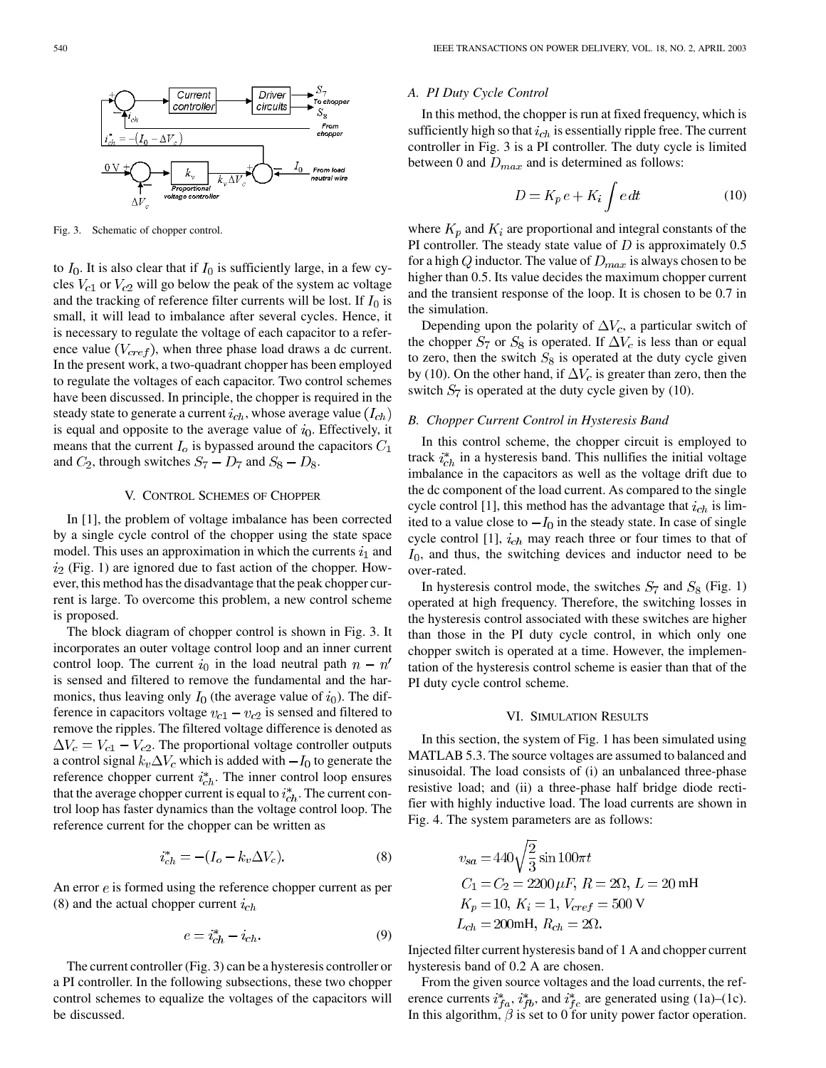Fig. 3. Schematic of chopper control.

to $I_0$. It is also clear that if $I_0$ is sufficiently large, in a few cycles $V_{c1}$ or $V_{c2}$ will go below the peak of the system ac voltage and the tracking of reference filter currents will be lost. If $I_0$ is small, it will lead to imbalance after several cycles. Hence, it is necessary to regulate the voltage of each capacitor to a reference value ($V_{cref}$), when three phase load draws a dc current. In the present work, a two-quadrant chopper has been employed to regulate the voltages of each capacitor. Two control schemes have been discussed. In principle, the chopper is required in the steady state to generate a current $i_{ch}$, whose average value ($I_{ch}$) is equal and opposite to the average value of $i_0$. Effectively, it means that the current $I_o$ is bypassed around the capacitors $C_1$ and $C_2$, through switches $S_7 - D_7$ and $S_8 - D_8$.

## V. Control Schemes of Chopper

In [1], the problem of voltage imbalance has been corrected by a single cycle control of the chopper using the state space model. This uses an approximation in which the currents $i_1$ and $i_2$ (Fig. 1) are ignored due to fast action of the chopper. However, this method has the disadvantage that the peak chopper current is large. To overcome this problem, a new control scheme is proposed.

The block diagram of chopper control is shown in Fig. 3. It incorporates an outer voltage control loop and an inner current control loop. The current $i_0$ in the load neutral path $n - n'$ is sensed and filtered to remove the fundamental and the harmonics, thus leaving only $I_0$ (the average value of $i_0$). The difference in capacitors voltage $v_{c1} - v_{c2}$ is sensed and filtered to remove the ripples. The filtered voltage difference is denoted as $\Delta V_c = V_{c1} - V_{c2}$. The proportional voltage controller outputs a control signal $k_v \Delta V_c$ which is added with $-I_0$ to generate the reference chopper current $i_{ch}^*$. The inner control loop ensures that the average chopper current is equal to $i_{ch}^*$. The current control loop has faster dynamics than the voltage control loop. The reference current for the chopper can be written as

$$i_{ch}^* = -(I_o - k_v \Delta V_c). \tag{8}$$

An error $e$ is formed using the reference chopper current as per (8) and the actual chopper current $i_{ch}$

$$e = i_{ch}^* - i_{ch}. \tag{9}$$

The current controller (Fig. 3) can be a hysteresis controller or a PI controller. In the following subsections, these two chopper control schemes to equalize the voltages of the capacitors will be discussed.

### A. PI Duty Cycle Control

In this method, the chopper is run at fixed frequency, which is sufficiently high so that $i_{ch}$ is essentially ripple free. The current controller in Fig. 3 is a PI controller. The duty cycle is limited between 0 and $D_{max}$ and is determined as follows:

$$D = K_p e + K_i \int e\, dt \tag{10}$$

where $K_p$ and $K_i$ are proportional and integral constants of the PI controller. The steady state value of $D$ is approximately 0.5 for a high $Q$ inductor. The value of $D_{max}$ is always chosen to be higher than 0.5. Its value decides the maximum chopper current and the transient response of the loop. It is chosen to be 0.7 in the simulation.

Depending upon the polarity of $\Delta V_c$, a particular switch of the chopper $S_7$ or $S_8$ is operated. If $\Delta V_c$ is less than or equal to zero, then the switch $S_8$ is operated at the duty cycle given by (10). On the other hand, if $\Delta V_c$ is greater than zero, then the switch $S_7$ is operated at the duty cycle given by (10).

### B. Chopper Current Control in Hysteresis Band

In this control scheme, the chopper circuit is employed to track $i_{ch}^*$ in a hysteresis band. This nullifies the initial voltage imbalance in the capacitors as well as the voltage drift due to the dc component of the load current. As compared to the single cycle control [1], this method has the advantage that $i_{ch}$ is limited to a value close to $-I_0$ in the steady state. In case of single cycle control [1], $i_{ch}$ may reach three or four times to that of $I_0$, and thus, the switching devices and inductor need to be over-rated.

In hysteresis control mode, the switches $S_7$ and $S_8$ (Fig. 1) operated at high frequency. Therefore, the switching losses in the hysteresis control associated with these switches are higher than those in the PI duty cycle control, in which only one chopper switch is operated at a time. However, the implementation of the hysteresis control scheme is easier than that of the PI duty cycle control scheme.

## VI. Simulation Results

In this section, the system of Fig. 1 has been simulated using MATLAB 5.3. The source voltages are assumed to balanced and sinusoidal. The load consists of (i) an unbalanced three-phase resistive load; and (ii) a three-phase half bridge diode rectifier with highly inductive load. The load currents are shown in Fig. 4. The system parameters are as follows:

$$v_{sa} = 440\sqrt{\frac{2}{3}} \sin 100\pi t$$
$$C_1 = C_2 = 2200\,\mu F,\ R = 2\Omega,\ L = 20\text{ mH}$$
$$K_p = 10,\ K_i = 1,\ V_{cref} = 500\text{ V}$$
$$L_{ch} = 200\text{mH},\ R_{ch} = 2\Omega.$$

Injected filter current hysteresis band of 1 A and chopper current hysteresis band of 0.2 A are chosen.

From the given source voltages and the load currents, the reference currents $i_{fa}^*$, $i_{fb}^*$, and $i_{fc}^*$ are generated using (1a)–(1c). In this algorithm, $\beta$ is set to 0 for unity power factor operation.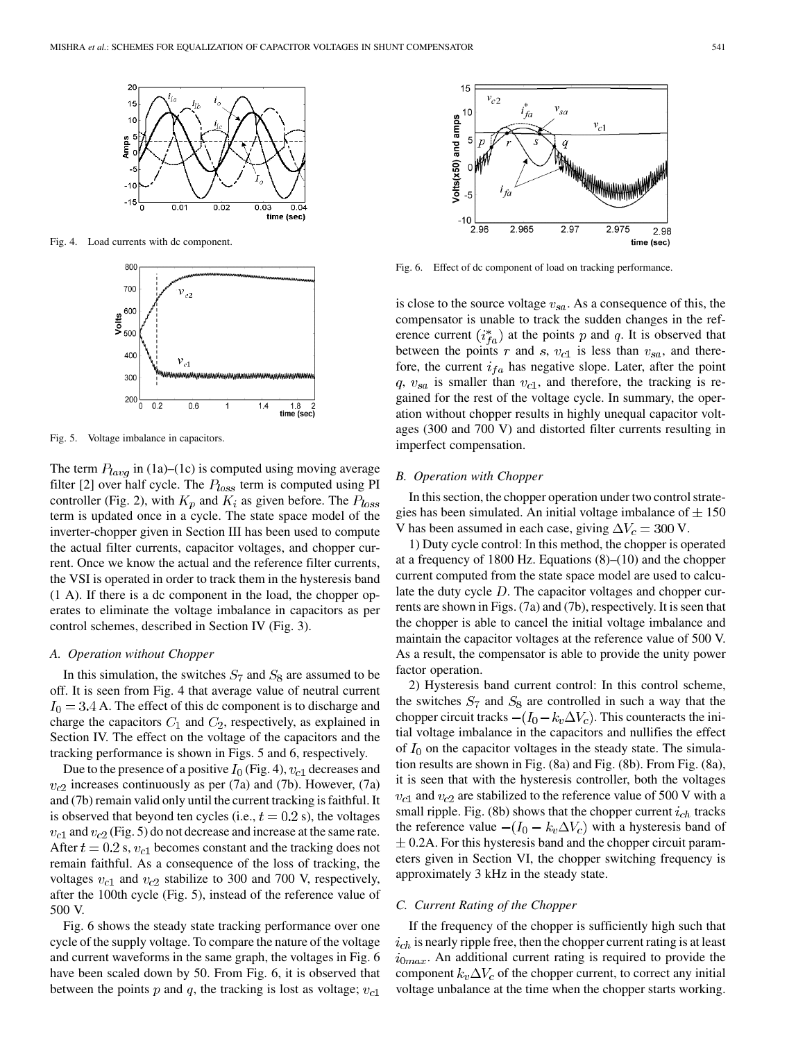Fig. 4. Load currents with dc component.

Fig. 5. Voltage imbalance in capacitors.

The term $P_{lavg}$ in (1a)–(1c) is computed using moving average filter [2] over half cycle. The $P_{loss}$ term is computed using PI controller (Fig. 2), with $K_p$ and $K_i$ as given before. The $P_{loss}$ term is updated once in a cycle. The state space model of the inverter-chopper given in Section III has been used to compute the actual filter currents, capacitor voltages, and chopper current. Once we know the actual and the reference filter currents, the VSI is operated in order to track them in the hysteresis band (1 A). If there is a dc component in the load, the chopper operates to eliminate the voltage imbalance in capacitors as per control schemes, described in Section IV (Fig. 3).

### A. Operation without Chopper

In this simulation, the switches $S_7$ and $S_8$ are assumed to be off. It is seen from Fig. 4 that average value of neutral current $I_0 = 3.4$ A. The effect of this dc component is to discharge and charge the capacitors $C_1$ and $C_2$, respectively, as explained in Section IV. The effect on the voltage of the capacitors and the tracking performance is shown in Figs. 5 and 6, respectively.

Due to the presence of a positive $I_0$ (Fig. 4), $v_{c1}$ decreases and $v_{c2}$ increases continuously only until the current tracking is faithful. It is observed that beyond ten cycles (i.e., $t = 0.2$ s), the voltages $v_{c1}$ and $v_{c2}$ (Fig. 5) do not decrease and increase at the same rate. After $t = 0.2$ s, $v_{c1}$ becomes constant and the tracking does not remain faithful. As a consequence of the loss of tracking, the voltages $v_{c1}$ and $v_{c2}$ stabilize to 300 and 700 V, respectively, after the 100th cycle (Fig. 5), instead of the reference value of 500 V.

Fig. 6 shows the steady state tracking performance over one cycle of the supply voltage. To compare the nature of the voltage and current waveforms in the same graph, the voltages in Fig. 6 have been scaled down by 50. From Fig. 6, it is observed that between the points $p$ and $q$, the tracking is lost as voltage; $v_{c1}$ is close to the source voltage $v_{sa}$. As a consequence of this, the compensator is unable to track the sudden changes in the reference current $(i_{fa}^*)$ at the points $p$ and $q$. It is observed that between the points $r$ and $s$, $v_{c1}$ is less than $v_{sa}$, and therefore, the current $i_{fa}$ has negative slope. Later, after the point $q$, $v_{sa}$ is smaller than $v_{c1}$, and therefore, the tracking is regained for the rest of the voltage cycle. In summary, the operation without chopper results in highly unequal capacitor voltages (300 and 700 V) and distorted filter currents resulting in imperfect compensation.

Fig. 6. Effect of dc component of load on tracking performance.

### B. Operation with Chopper

In this section, the chopper operation under two control strategies has been simulated. An initial voltage imbalance of $\pm$ 150 V has been assumed in each case, giving $\Delta V_c = 300$ V.

1) Duty cycle control: In this method, the chopper is operated at a frequency of 1800 Hz. Equations (8)–(10) and the chopper current computed from the state space model are used to calculate the duty cycle $D$. The capacitor voltages and chopper currents are shown in Figs. (7a) and (7b), respectively. It is seen that the chopper is able to cancel the initial voltage imbalance and maintain the capacitor voltages at the reference value of 500 V. As a result, the compensator is able to provide the unity power factor operation.

2) Hysteresis band current control: In this control scheme, the switches $S_7$ and $S_8$ are controlled in such a way that the chopper circuit tracks $-(I_0 - k_v \Delta V_c)$. This counteracts the initial voltage imbalance in the capacitors and nullifies the effect of $I_0$ on the capacitor voltages in the steady state. The simulation results are shown in Fig. (8a) and Fig. (8b). From Fig. (8a), it is seen that with the hysteresis controller, both the voltages $v_{c1}$ and $v_{c2}$ are stabilized to the reference value of 500 V with a small ripple. Fig. (8b) shows that the chopper current $i_{ch}$ tracks the reference value $-(I_0 - k_v \Delta V_c)$ with a hysteresis band of $\pm$ 0.2A. For this hysteresis band and the chopper circuit parameters given in Section VI, the chopper switching frequency is approximately 3 kHz in the steady state.

### C. Current Rating of the Chopper

If the frequency of the chopper is sufficiently high such that $i_{ch}$ is nearly ripple free, then the chopper current rating is at least $i_{0max}$. An additional current rating is required to provide the component $k_v \Delta V_c$ of the chopper current, to correct any initial voltage unbalance at the time when the chopper starts working.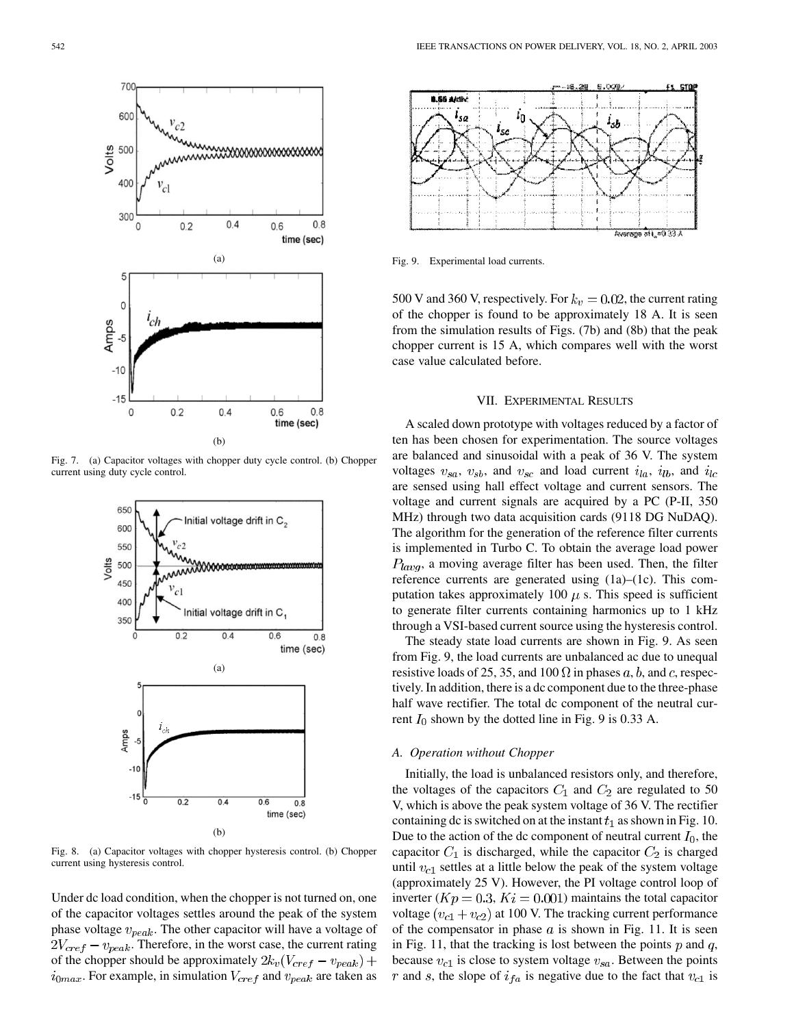Fig. 7. (a) Capacitor voltages with chopper duty cycle control. (b) Chopper current using duty cycle control.

Fig. 8. (a) Capacitor voltages with chopper hysteresis control. (b) Chopper current using hysteresis control.

Under dc load condition, when the chopper is not turned on, one of the capacitor voltages settles around the peak of the system phase voltage $v_{peak}$. The other capacitor will have a voltage of $2V_{cref} - v_{peak}$. Therefore, in the worst case, the current rating of the chopper should be approximately $2k_v(V_{cref} - v_{peak}) + i_{0max}$. For example, in simulation $V_{cref}$ and $v_{peak}$ are taken as 500 V and 360 V, respectively. For $k_v = 0.02$, the current rating of the chopper is found to be approximately 18 A. It is seen from the simulation results of Figs. (7b) and (8b) that the peak chopper current is 15 A, which compares well with the worst case value calculated before.

Fig. 9. Experimental load currents.

## VII. Experimental Results

A scaled down prototype with voltages reduced by a factor of ten has been chosen for experimentation. The source voltages are balanced and sinusoidal with a peak of 36 V. The system voltages $v_{sa}$, $v_{sb}$, and $v_{sc}$ and load current $i_{la}$, $i_{lb}$, and $i_{lc}$ are sensed using hall effect voltage and current sensors. The voltage and current signals are acquired by a PC (P-II, 350 MHz) through two data acquisition cards (9118 DG NuDAQ). The algorithm for the generation of the reference filter currents is implemented in Turbo C. To obtain the average load power $P_{lavg}$, a moving average filter has been used. Then, the filter reference currents are generated using (1a)–(1c). This computation takes approximately 100 $\mu$ s. This speed is sufficient to generate filter currents containing harmonics up to 1 kHz through a VSI-based current source using the hysteresis control.

The steady state load currents are shown in Fig. 9. As seen from Fig. 9, the load currents are unbalanced ac due to unequal resistive loads of 25, 35, and 100 $\Omega$ in phases $a$, $b$, and $c$, respectively. In addition, there is a dc component due to the three-phase half wave rectifier. The total dc component of the neutral current $I_0$ shown by the dotted line in Fig. 9 is 0.33 A.

### A. Operation without Chopper

Initially, the load is unbalanced resistors only, and therefore, the voltages of the capacitors $C_1$ and $C_2$ are regulated to 50 V, which is above the peak system voltage of 36 V. The rectifier containing dc is switched on at the instant $t_1$ as shown in Fig. 10. Due to the action of the dc component of neutral current $I_0$, the capacitor $C_1$ is discharged, while the capacitor $C_2$ is charged until $v_{c1}$ settles at a little below the peak of the system voltage (approximately 25 V). However, the PI voltage control loop of inverter ($Kp = 0.3$, $Ki = 0.001$) maintains the total capacitor voltage $(v_{c1} + v_{c2})$ at 100 V. The tracking current performance of the compensator in phase $a$ is shown in Fig. 11. It is seen in Fig. 11, that the tracking is lost between the points $p$ and $q$, because $v_{c1}$ is close to system voltage $v_{sa}$. Between the points $r$ and $s$, the slope of $i_{fa}$ is negative due to the fact that $v_{c1}$ is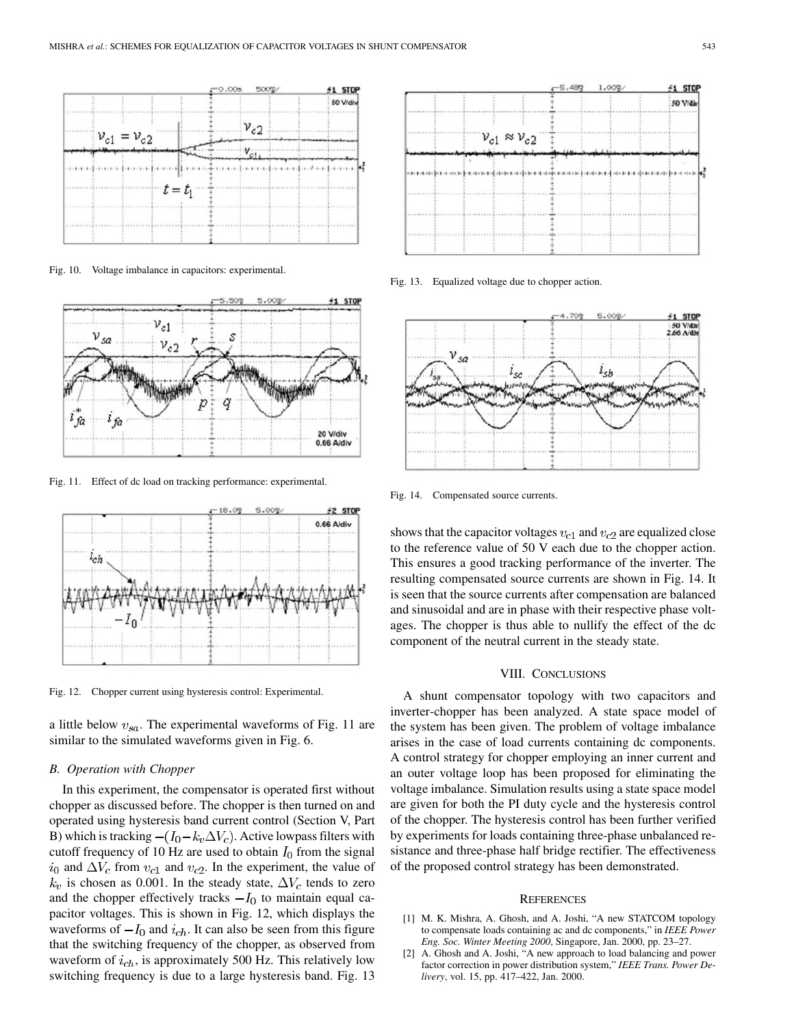Fig. 10. Voltage imbalance in capacitors: experimental.

Fig. 11. Effect of dc load on tracking performance: experimental.

Fig. 12. Chopper current using hysteresis control: Experimental.

a little below $v_{sa}$. The experimental waveforms of Fig. 11 are similar to the simulated waveforms given in Fig. 6.

### *B. Operation with Chopper*

In this experiment, the compensator is operated first without chopper as discussed before. The chopper is then turned on and operated using hysteresis band current control (Section V, Part B) which is tracking $-(I_0 - k_v \Delta V_c)$. Active lowpass filters with cutoff frequency of 10 Hz are used to obtain $I_0$ from the signal $i_0$ and $\Delta V_c$ from $v_{c1}$ and $v_{c2}$. In the experiment, the value of $k_v$ is chosen as 0.001. In the steady state, $\Delta V_c$ tends to zero and the chopper effectively tracks $-I_0$ to maintain equal capacitor voltages. This is shown in Fig. 12, which displays the waveforms of $-I_0$ and $i_{ch}$. It can also be seen from this figure that the switching frequency of the chopper, as observed from waveform of $i_{ch}$, is approximately 500 Hz. This relatively low switching frequency is due to a large hysteresis band. Fig. 13 shows that the capacitor voltages $v_{c1}$ and $v_{c2}$ are equalized close to the reference value of 50 V each due to the chopper action. This ensures a good tracking performance of the inverter. The resulting compensated source currents are shown in Fig. 14. It is seen that the source currents after compensation are balanced and sinusoidal and are in phase with their respective phase voltages. The chopper is thus able to nullify the effect of the dc component of the neutral current in the steady state.

Fig. 13. Equalized voltage due to chopper action.

Fig. 14. Compensated source currents.

## VIII. Conclusions

A shunt compensator topology with two capacitors and inverter-chopper has been analyzed. A state space model of the system has been given. The problem of voltage imbalance arises in the case of load currents containing dc components. A control strategy for chopper employing an inner current and an outer voltage loop has been proposed for eliminating the voltage imbalance. Simulation results using a state space model are given for both the PI duty cycle and the hysteresis control of the chopper. The hysteresis control has been further verified by experiments for loads containing three-phase unbalanced resistance and three-phase half bridge rectifier. The effectiveness of the proposed control strategy has been demonstrated.

## References

[1] M. K. Mishra, A. Ghosh, and A. Joshi, "A new STATCOM topology to compensate loads containing ac and dc components," in *IEEE Power Eng. Soc. Winter Meeting 2000*, Singapore, Jan. 2000, pp. 23–27.

[2] A. Ghosh and A. Joshi, "A new approach to load balancing and power factor correction in power distribution system," *IEEE Trans. Power Delivery*, vol. 15, pp. 417–422, Jan. 2000.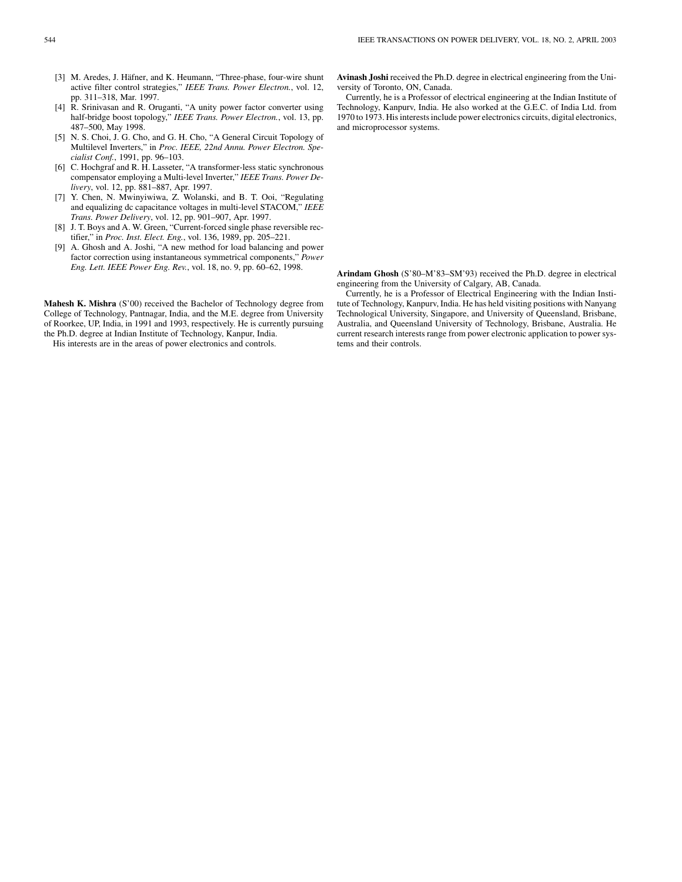[3] M. Aredes, J. Häfner, and K. Heumann, "Three-phase, four-wire shunt active filter control strategies," *IEEE Trans. Power Electron.*, vol. 12, pp. 311–318, Mar. 1997.

[4] R. Srinivasan and R. Oruganti, "A unity power factor converter using half-bridge boost topology," *IEEE Trans. Power Electron.*, vol. 13, pp. 487–500, May 1998.

[5] N. S. Choi, J. G. Cho, and G. H. Cho, "A General Circuit Topology of Multilevel Inverters," in *Proc. IEEE, 22nd Annu. Power Electron. Specialist Conf.*, 1991, pp. 96–103.

[6] C. Hochgraf and R. H. Lasseter, "A transformer-less static synchronous compensator employing a Multi-level Inverter," *IEEE Trans. Power Delivery*, vol. 12, pp. 881–887, Apr. 1997.

[7] Y. Chen, N. Mwinyiwiwa, Z. Wolanski, and B. T. Ooi, "Regulating and equalizing dc capacitance voltages in multi-level STACOM," *IEEE Trans. Power Delivery*, vol. 12, pp. 901–907, Apr. 1997.

[8] J. T. Boys and A. W. Green, "Current-forced single phase reversible rectifier," in *Proc. Inst. Elect. Eng.*, vol. 136, 1989, pp. 205–221.

[9] A. Ghosh and A. Joshi, "A new method for load balancing and power factor correction using instantaneous symmetrical components," *Power Eng. Lett. IEEE Power Eng. Rev.*, vol. 18, no. 9, pp. 60–62, 1998.

**Mahesh K. Mishra** (S'00) received the Bachelor of Technology degree from College of Technology, Pantnagar, India, and the M.E. degree from University of Roorkee, UP, India, in 1991 and 1993, respectively. He is currently pursuing the Ph.D. degree at Indian Institute of Technology, Kanpur, India.

His interests are in the areas of power electronics and controls.

**Avinash Joshi** received the Ph.D. degree in electrical engineering from the University of Toronto, ON, Canada.

Currently, he is a Professor of electrical engineering at the Indian Institute of Technology, Kanpurv, India. He also worked at the G.E.C. of India Ltd. from 1970 to 1973. His interests include power electronics circuits, digital electronics, and microprocessor systems.

**Arindam Ghosh** (S'80–M'83–SM'93) received the Ph.D. degree in electrical engineering from the University of Calgary, AB, Canada.

Currently, he is a Professor of Electrical Engineering with the Indian Institute of Technology, Kanpurv, India. He has held visiting positions with Nanyang Technological University, Singapore, and University of Queensland, Brisbane, Australia, and Queensland University of Technology, Brisbane, Australia. He current research interests range from power electronic application to power systems and their controls.